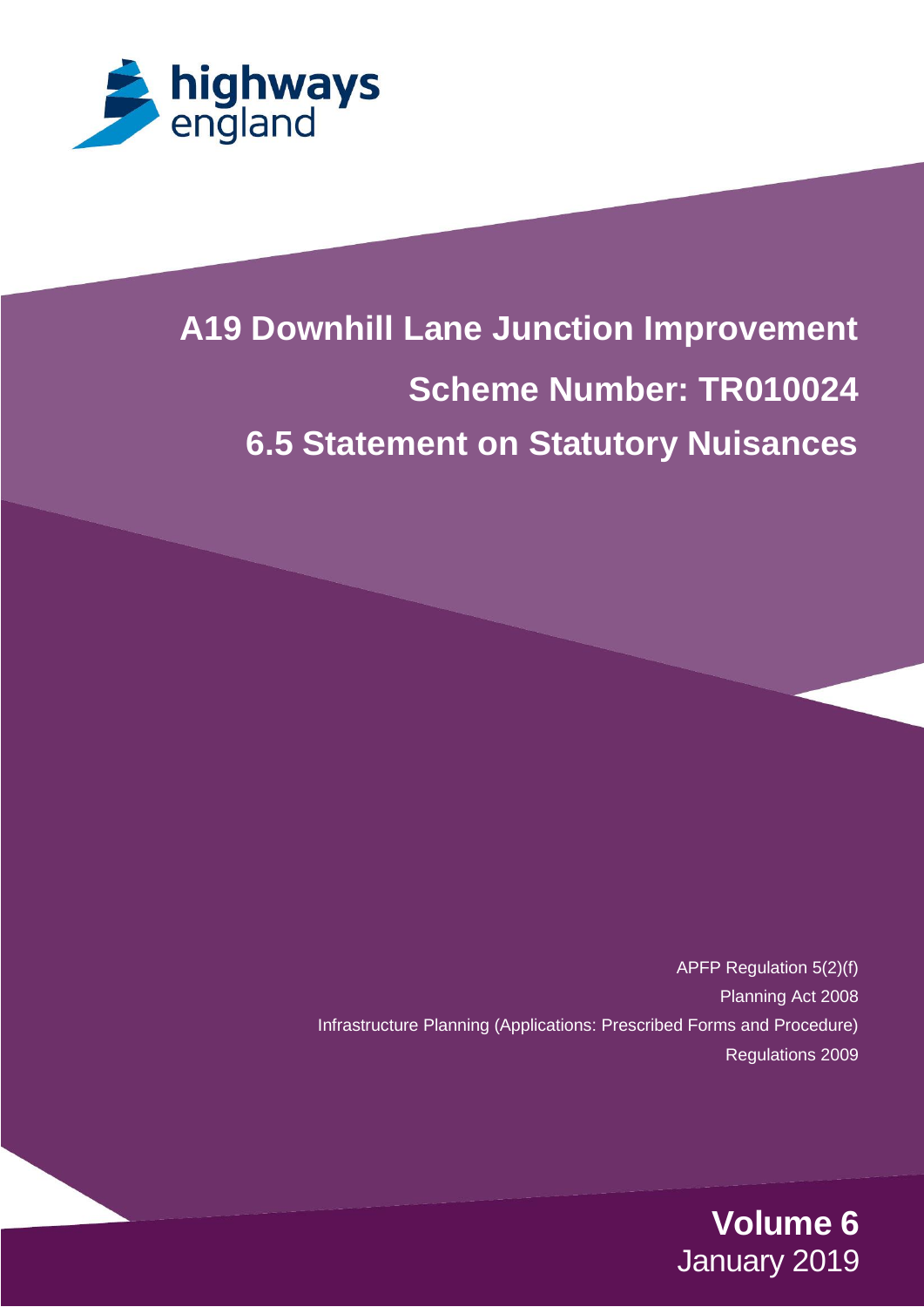highways england

# A19 Downhill Lane Junction Improvement

# Scheme Number: TR010024

# 6.5 Statement on Statutory Nuisances

APFP Regulation 5(2)(f)

Planning Act 2008

Infrastructure Planning (Applications: Prescribed Forms and Procedure) Regulations 2009

**Volume 6**

January 2019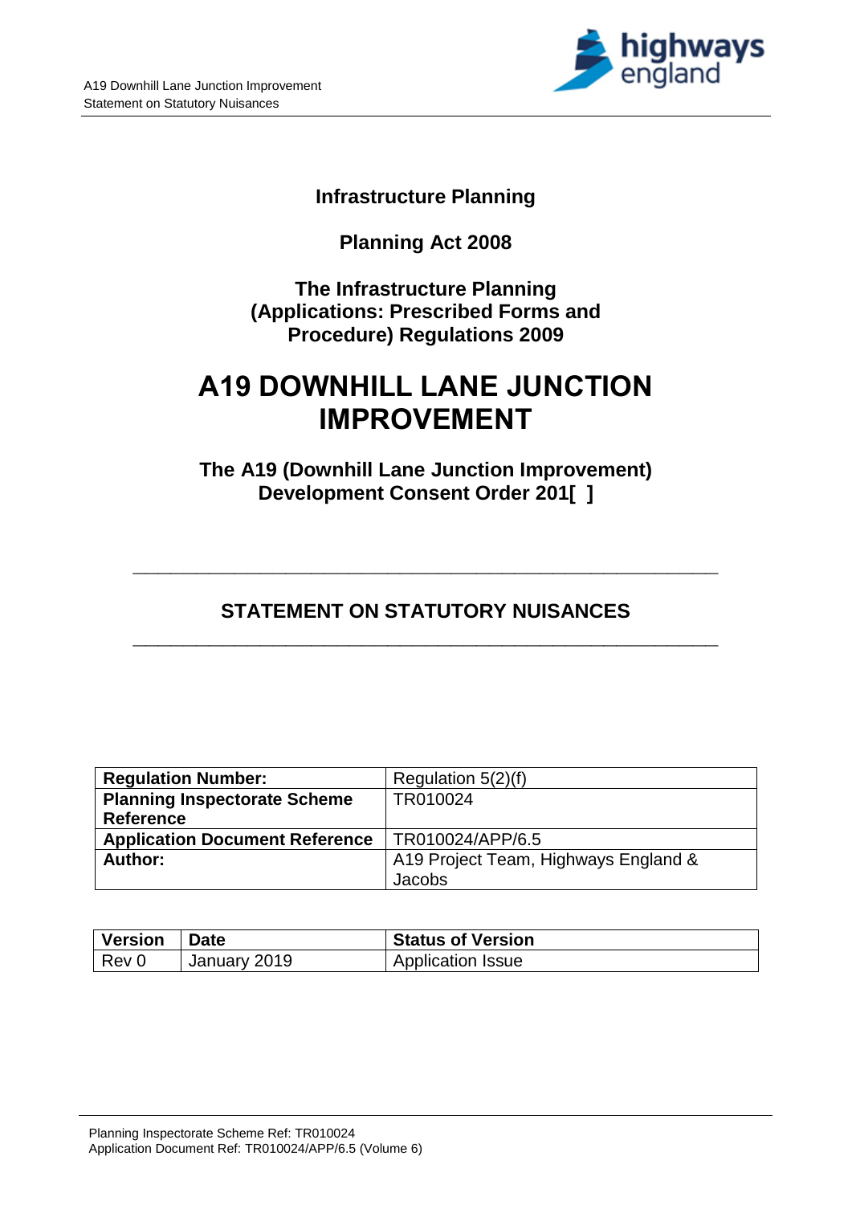**Infrastructure Planning**

**Planning Act 2008**

**The Infrastructure Planning (Applications: Prescribed Forms and Procedure) Regulations 2009**

# A19 DOWNHILL LANE JUNCTION IMPROVEMENT

**The A19 (Downhill Lane Junction Improvement) Development Consent Order 201[ ]**

---

## STATEMENT ON STATUTORY NUISANCES

---

| | |
|---|---|
| **Regulation Number:** | Regulation 5(2)(f) |
| **Planning Inspectorate Scheme Reference** | TR010024 |
| **Application Document Reference** | TR010024/APP/6.5 |
| **Author:** | A19 Project Team, Highways England & Jacobs |

| Version | Date | Status of Version |
|---|---|---|
| Rev 0 | January 2019 | Application Issue |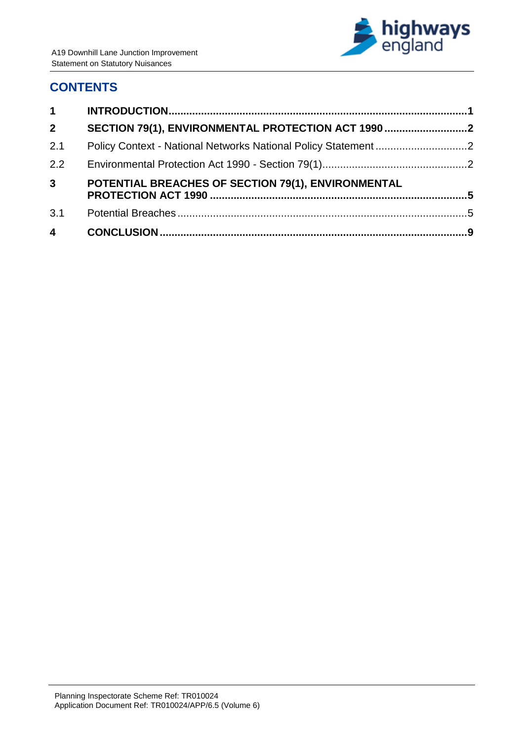## CONTENTS

| | | |
|---|---|---|
| **1** | **INTRODUCTION** | **1** |
| **2** | **SECTION 79(1), ENVIRONMENTAL PROTECTION ACT 1990** | **2** |
| 2.1 | Policy Context - National Networks National Policy Statement | 2 |
| 2.2 | Environmental Protection Act 1990 - Section 79(1) | 2 |
| **3** | **POTENTIAL BREACHES OF SECTION 79(1), ENVIRONMENTAL PROTECTION ACT 1990** | **5** |
| 3.1 | Potential Breaches | 5 |
| **4** | **CONCLUSION** | **9** |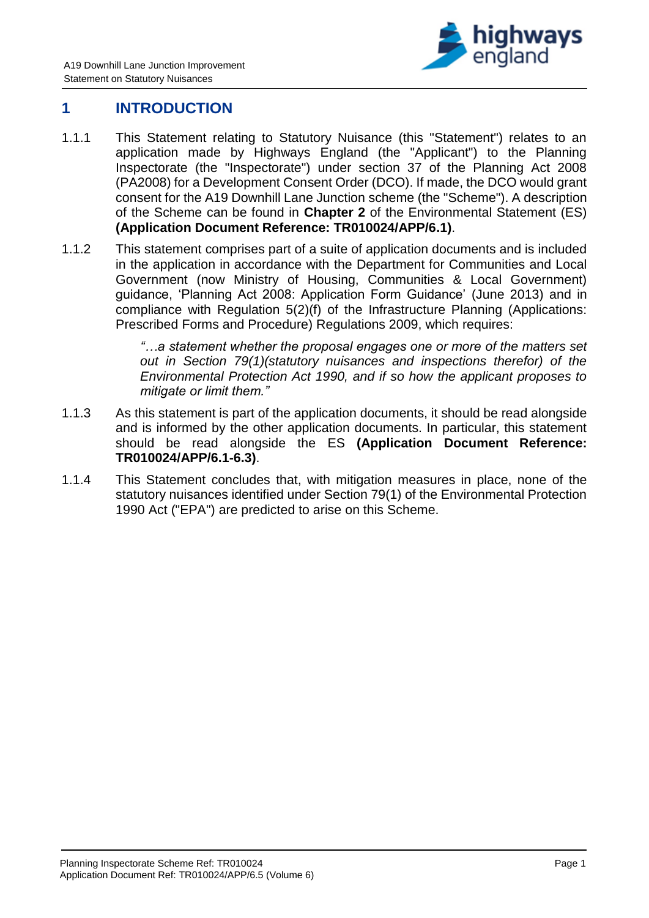# 1 INTRODUCTION

1.1.1 This Statement relating to Statutory Nuisance (this "Statement") relates to an application made by Highways England (the "Applicant") to the Planning Inspectorate (the "Inspectorate") under section 37 of the Planning Act 2008 (PA2008) for a Development Consent Order (DCO). If made, the DCO would grant consent for the A19 Downhill Lane Junction scheme (the "Scheme"). A description of the Scheme can be found in **Chapter 2** of the Environmental Statement (ES) **(Application Document Reference: TR010024/APP/6.1)**.

1.1.2 This statement comprises part of a suite of application documents and is included in the application in accordance with the Department for Communities and Local Government (now Ministry of Housing, Communities & Local Government) guidance, 'Planning Act 2008: Application Form Guidance' (June 2013) and in compliance with Regulation 5(2)(f) of the Infrastructure Planning (Applications: Prescribed Forms and Procedure) Regulations 2009, which requires:

> *"…a statement whether the proposal engages one or more of the matters set out in Section 79(1)(statutory nuisances and inspections therefor) of the Environmental Protection Act 1990, and if so how the applicant proposes to mitigate or limit them."*

1.1.3 As this statement is part of the application documents, it should be read alongside and is informed by the other application documents. In particular, this statement should be read alongside the ES **(Application Document Reference: TR010024/APP/6.1-6.3)**.

1.1.4 This Statement concludes that, with mitigation measures in place, none of the statutory nuisances identified under Section 79(1) of the Environmental Protection 1990 Act ("EPA") are predicted to arise on this Scheme.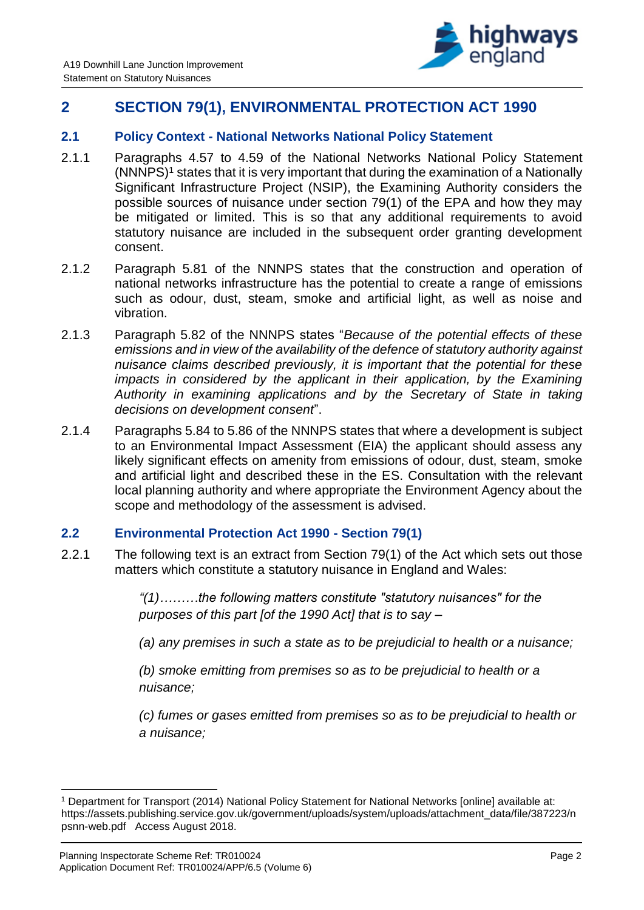## 2 SECTION 79(1), ENVIRONMENTAL PROTECTION ACT 1990

### 2.1 Policy Context - National Networks National Policy Statement

2.1.1 Paragraphs 4.57 to 4.59 of the National Networks National Policy Statement (NNNPS)[1] states that it is very important that during the examination of a Nationally Significant Infrastructure Project (NSIP), the Examining Authority considers the possible sources of nuisance under section 79(1) of the EPA and how they may be mitigated or limited. This is so that any additional requirements to avoid statutory nuisance are included in the subsequent order granting development consent.

2.1.2 Paragraph 5.81 of the NNNPS states that the construction and operation of national networks infrastructure has the potential to create a range of emissions such as odour, dust, steam, smoke and artificial light, as well as noise and vibration.

2.1.3 Paragraph 5.82 of the NNNPS states "*Because of the potential effects of these emissions and in view of the availability of the defence of statutory authority against nuisance claims described previously, it is important that the potential for these impacts in considered by the applicant in their application, by the Examining Authority in examining applications and by the Secretary of State in taking decisions on development consent*".

2.1.4 Paragraphs 5.84 to 5.86 of the NNNPS states that where a development is subject to an Environmental Impact Assessment (EIA) the applicant should assess any likely significant effects on amenity from emissions of odour, dust, steam, smoke and artificial light and described these in the ES. Consultation with the relevant local planning authority and where appropriate the Environment Agency about the scope and methodology of the assessment is advised.

### 2.2 Environmental Protection Act 1990 - Section 79(1)

2.2.1 The following text is an extract from Section 79(1) of the Act which sets out those matters which constitute a statutory nuisance in England and Wales:

> *"(1)………the following matters constitute "statutory nuisances" for the purposes of this part [of the 1990 Act] that is to say –*
>
> *(a) any premises in such a state as to be prejudicial to health or a nuisance;*
>
> *(b) smoke emitting from premises so as to be prejudicial to health or a nuisance;*
>
> *(c) fumes or gases emitted from premises so as to be prejudicial to health or a nuisance;*

---

[1] Department for Transport (2014) National Policy Statement for National Networks [online] available at: https://assets.publishing.service.gov.uk/government/uploads/system/uploads/attachment_data/file/387223/npsnn-web.pdf Access August 2018.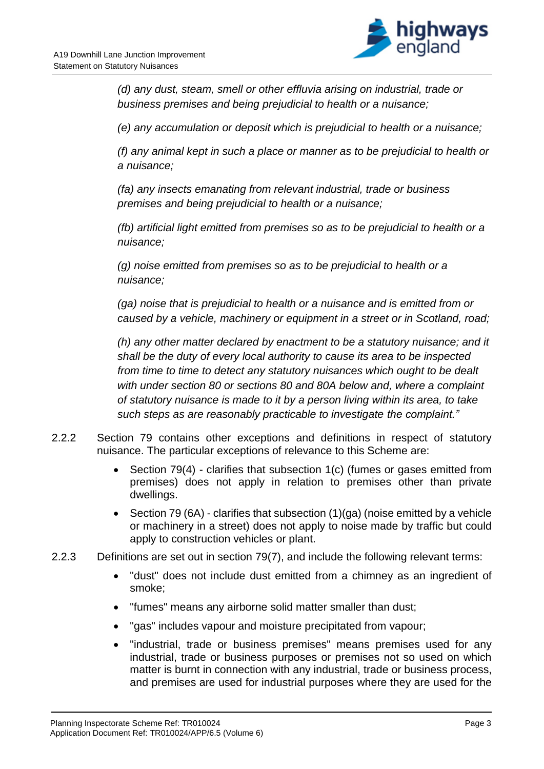*(d) any dust, steam, smell or other effluvia arising on industrial, trade or business premises and being prejudicial to health or a nuisance;*

*(e) any accumulation or deposit which is prejudicial to health or a nuisance;*

*(f) any animal kept in such a place or manner as to be prejudicial to health or a nuisance;*

*(fa) any insects emanating from relevant industrial, trade or business premises and being prejudicial to health or a nuisance;*

*(fb) artificial light emitted from premises so as to be prejudicial to health or a nuisance;*

*(g) noise emitted from premises so as to be prejudicial to health or a nuisance;*

*(ga) noise that is prejudicial to health or a nuisance and is emitted from or caused by a vehicle, machinery or equipment in a street or in Scotland, road;*

*(h) any other matter declared by enactment to be a statutory nuisance; and it shall be the duty of every local authority to cause its area to be inspected from time to time to detect any statutory nuisances which ought to be dealt with under section 80 or sections 80 and 80A below and, where a complaint of statutory nuisance is made to it by a person living within its area, to take such steps as are reasonably practicable to investigate the complaint."*

2.2.2 Section 79 contains other exceptions and definitions in respect of statutory nuisance. The particular exceptions of relevance to this Scheme are:

- Section 79(4) - clarifies that subsection 1(c) (fumes or gases emitted from premises) does not apply in relation to premises other than private dwellings.
- Section 79 (6A) - clarifies that subsection (1)(ga) (noise emitted by a vehicle or machinery in a street) does not apply to noise made by traffic but could apply to construction vehicles or plant.

2.2.3 Definitions are set out in section 79(7), and include the following relevant terms:

- "dust" does not include dust emitted from a chimney as an ingredient of smoke;
- "fumes" means any airborne solid matter smaller than dust;
- "gas" includes vapour and moisture precipitated from vapour;
- "industrial, trade or business premises" means premises used for any industrial, trade or business purposes or premises not so used on which matter is burnt in connection with any industrial, trade or business process, and premises are used for industrial purposes where they are used for the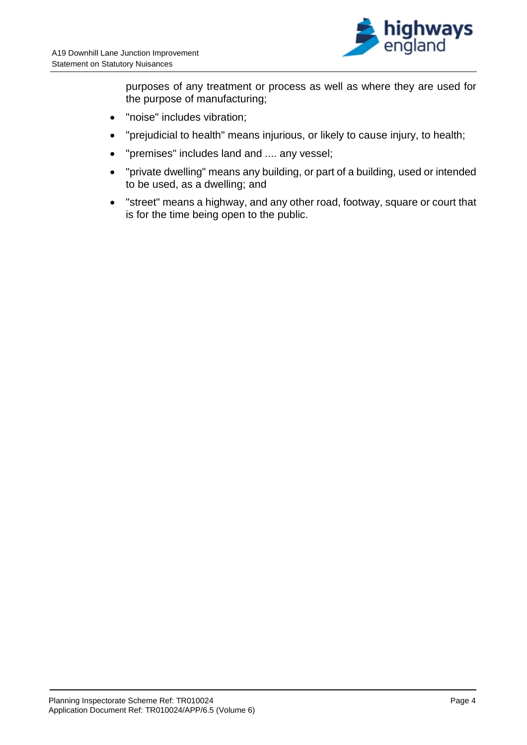purposes of any treatment or process as well as where they are used for the purpose of manufacturing;

- "noise" includes vibration;
- "prejudicial to health" means injurious, or likely to cause injury, to health;
- "premises" includes land and .... any vessel;
- "private dwelling" means any building, or part of a building, used or intended to be used, as a dwelling; and
- "street" means a highway, and any other road, footway, square or court that is for the time being open to the public.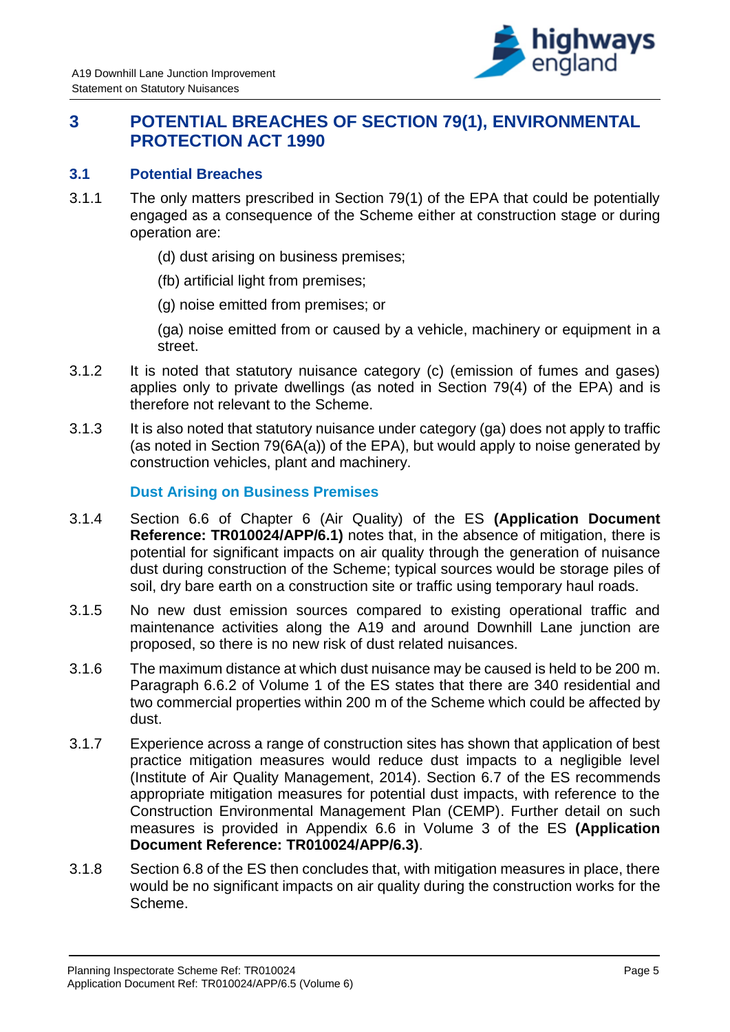# 3 POTENTIAL BREACHES OF SECTION 79(1), ENVIRONMENTAL PROTECTION ACT 1990

## 3.1 Potential Breaches

3.1.1 The only matters prescribed in Section 79(1) of the EPA that could be potentially engaged as a consequence of the Scheme either at construction stage or during operation are:

(d) dust arising on business premises;

(fb) artificial light from premises;

(g) noise emitted from premises; or

(ga) noise emitted from or caused by a vehicle, machinery or equipment in a street.

3.1.2 It is noted that statutory nuisance category (c) (emission of fumes and gases) applies only to private dwellings (as noted in Section 79(4) of the EPA) and is therefore not relevant to the Scheme.

3.1.3 It is also noted that statutory nuisance under category (ga) does not apply to traffic (as noted in Section 79(6A(a)) of the EPA), but would apply to noise generated by construction vehicles, plant and machinery.

### Dust Arising on Business Premises

3.1.4 Section 6.6 of Chapter 6 (Air Quality) of the ES **(Application Document Reference: TR010024/APP/6.1)** notes that, in the absence of mitigation, there is potential for significant impacts on air quality through the generation of nuisance dust during construction of the Scheme; typical sources would be storage piles of soil, dry bare earth on a construction site or traffic using temporary haul roads.

3.1.5 No new dust emission sources compared to existing operational traffic and maintenance activities along the A19 and around Downhill Lane junction are proposed, so there is no new risk of dust related nuisances.

3.1.6 The maximum distance at which dust nuisance may be caused is held to be 200 m. Paragraph 6.6.2 of Volume 1 of the ES states that there are 340 residential and two commercial properties within 200 m of the Scheme which could be affected by dust.

3.1.7 Experience across a range of construction sites has shown that application of best practice mitigation measures would reduce dust impacts to a negligible level (Institute of Air Quality Management, 2014). Section 6.7 of the ES recommends appropriate mitigation measures for potential dust impacts, with reference to the Construction Environmental Management Plan (CEMP). Further detail on such measures is provided in Appendix 6.6 in Volume 3 of the ES **(Application Document Reference: TR010024/APP/6.3)**.

3.1.8 Section 6.8 of the ES then concludes that, with mitigation measures in place, there would be no significant impacts on air quality during the construction works for the Scheme.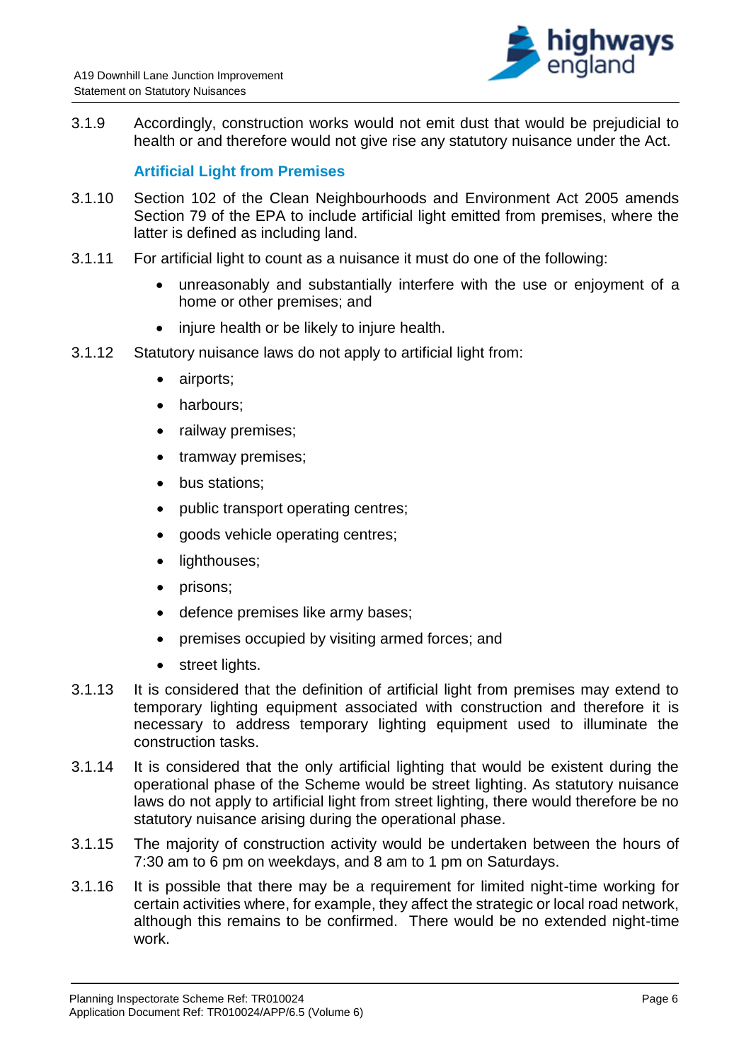3.1.9 Accordingly, construction works would not emit dust that would be prejudicial to health or and therefore would not give rise any statutory nuisance under the Act.

### Artificial Light from Premises

3.1.10 Section 102 of the Clean Neighbourhoods and Environment Act 2005 amends Section 79 of the EPA to include artificial light emitted from premises, where the latter is defined as including land.

3.1.11 For artificial light to count as a nuisance it must do one of the following:

- unreasonably and substantially interfere with the use or enjoyment of a home or other premises; and
- injure health or be likely to injure health.

3.1.12 Statutory nuisance laws do not apply to artificial light from:

- airports;
- harbours;
- railway premises;
- tramway premises;
- bus stations;
- public transport operating centres;
- goods vehicle operating centres;
- lighthouses;
- prisons;
- defence premises like army bases;
- premises occupied by visiting armed forces; and
- street lights.

3.1.13 It is considered that the definition of artificial light from premises may extend to temporary lighting equipment associated with construction and therefore it is necessary to address temporary lighting equipment used to illuminate the construction tasks.

3.1.14 It is considered that the only artificial lighting that would be existent during the operational phase of the Scheme would be street lighting. As statutory nuisance laws do not apply to artificial light from street lighting, there would therefore be no statutory nuisance arising during the operational phase.

3.1.15 The majority of construction activity would be undertaken between the hours of 7:30 am to 6 pm on weekdays, and 8 am to 1 pm on Saturdays.

3.1.16 It is possible that there may be a requirement for limited night-time working for certain activities where, for example, they affect the strategic or local road network, although this remains to be confirmed. There would be no extended night-time work.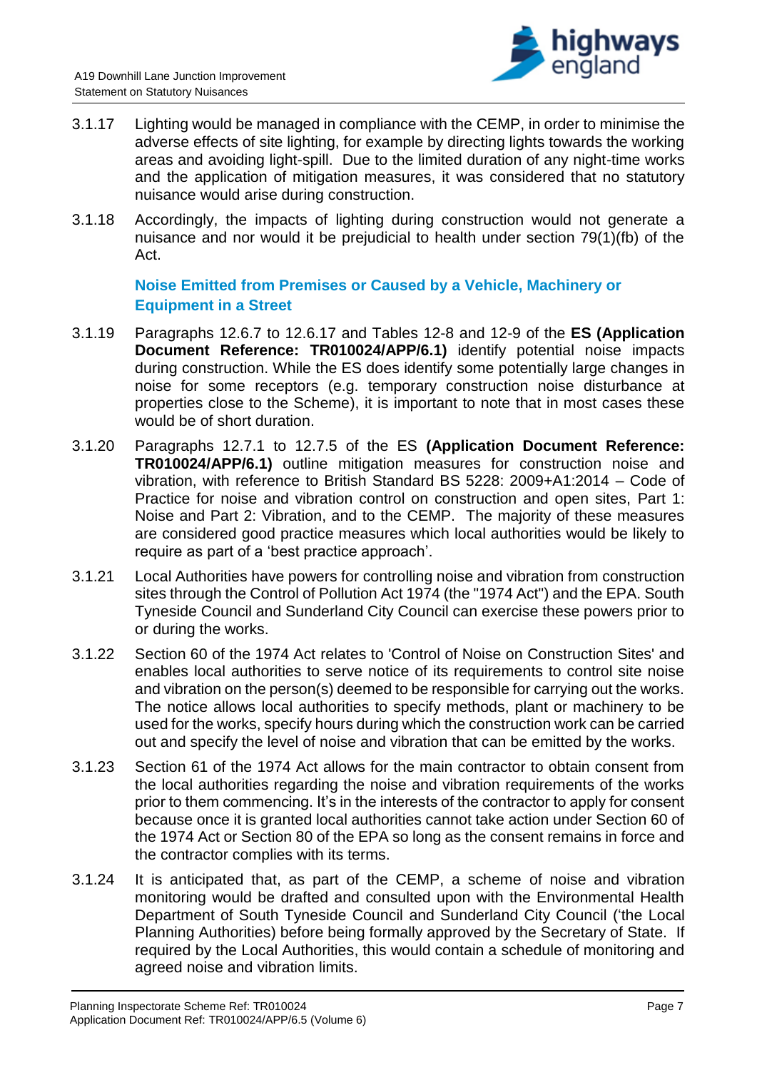3.1.17 Lighting would be managed in compliance with the CEMP, in order to minimise the adverse effects of site lighting, for example by directing lights towards the working areas and avoiding light-spill. Due to the limited duration of any night-time works and the application of mitigation measures, it was considered that no statutory nuisance would arise during construction.

3.1.18 Accordingly, the impacts of lighting during construction would not generate a nuisance and nor would it be prejudicial to health under section 79(1)(fb) of the Act.

### Noise Emitted from Premises or Caused by a Vehicle, Machinery or Equipment in a Street

3.1.19 Paragraphs 12.6.7 to 12.6.17 and Tables 12-8 and 12-9 of the **ES (Application Document Reference: TR010024/APP/6.1)** identify potential noise impacts during construction. While the ES does identify some potentially large changes in noise for some receptors (e.g. temporary construction noise disturbance at properties close to the Scheme), it is important to note that in most cases these would be of short duration.

3.1.20 Paragraphs 12.7.1 to 12.7.5 of the ES **(Application Document Reference: TR010024/APP/6.1)** outline mitigation measures for construction noise and vibration, with reference to British Standard BS 5228: 2009+A1:2014 – Code of Practice for noise and vibration control on construction and open sites, Part 1: Noise and Part 2: Vibration, and to the CEMP. The majority of these measures are considered good practice measures which local authorities would be likely to require as part of a 'best practice approach'.

3.1.21 Local Authorities have powers for controlling noise and vibration from construction sites through the Control of Pollution Act 1974 (the "1974 Act") and the EPA. South Tyneside Council and Sunderland City Council can exercise these powers prior to or during the works.

3.1.22 Section 60 of the 1974 Act relates to 'Control of Noise on Construction Sites' and enables local authorities to serve notice of its requirements to control site noise and vibration on the person(s) deemed to be responsible for carrying out the works. The notice allows local authorities to specify methods, plant or machinery to be used for the works, specify hours during which the construction work can be carried out and specify the level of noise and vibration that can be emitted by the works.

3.1.23 Section 61 of the 1974 Act allows for the main contractor to obtain consent from the local authorities regarding the noise and vibration requirements of the works prior to them commencing. It's in the interests of the contractor to apply for consent because once it is granted local authorities cannot take action under Section 60 of the 1974 Act or Section 80 of the EPA so long as the consent remains in force and the contractor complies with its terms.

3.1.24 It is anticipated that, as part of the CEMP, a scheme of noise and vibration monitoring would be drafted and consulted upon with the Environmental Health Department of South Tyneside Council and Sunderland City Council ('the Local Planning Authorities) before being formally approved by the Secretary of State. If required by the Local Authorities, this would contain a schedule of monitoring and agreed noise and vibration limits.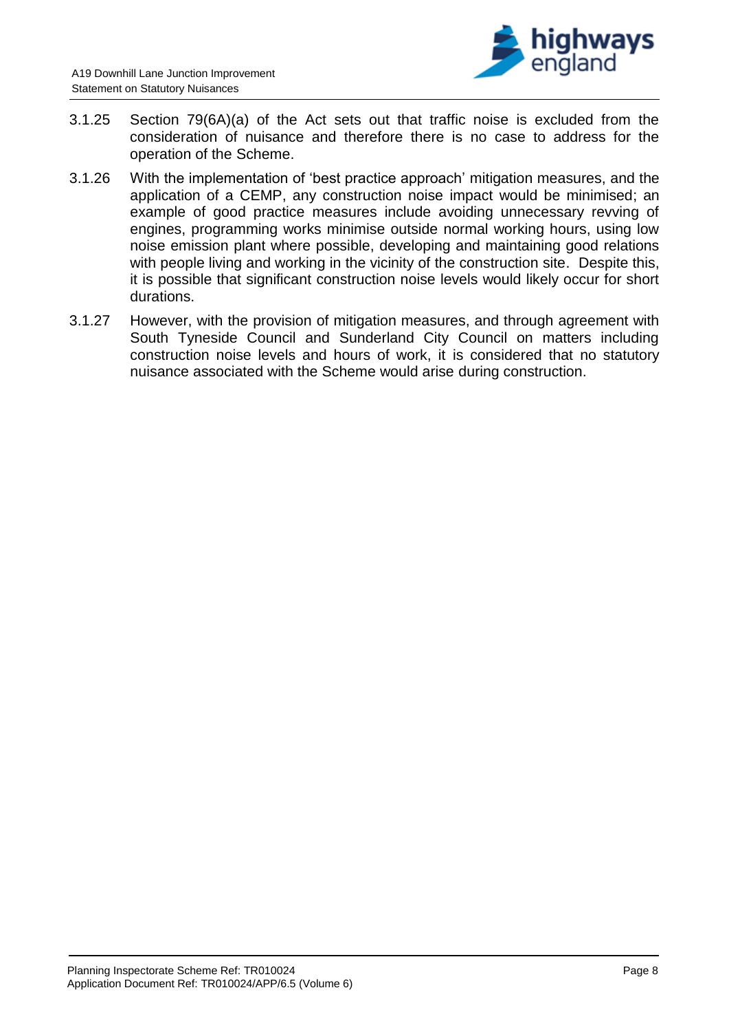3.1.25 Section 79(6A)(a) of the Act sets out that traffic noise is excluded from the consideration of nuisance and therefore there is no case to address for the operation of the Scheme.

3.1.26 With the implementation of 'best practice approach' mitigation measures, and the application of a CEMP, any construction noise impact would be minimised; an example of good practice measures include avoiding unnecessary revving of engines, programming works minimise outside normal working hours, using low noise emission plant where possible, developing and maintaining good relations with people living and working in the vicinity of the construction site. Despite this, it is possible that significant construction noise levels would likely occur for short durations.

3.1.27 However, with the provision of mitigation measures, and through agreement with South Tyneside Council and Sunderland City Council on matters including construction noise levels and hours of work, it is considered that no statutory nuisance associated with the Scheme would arise during construction.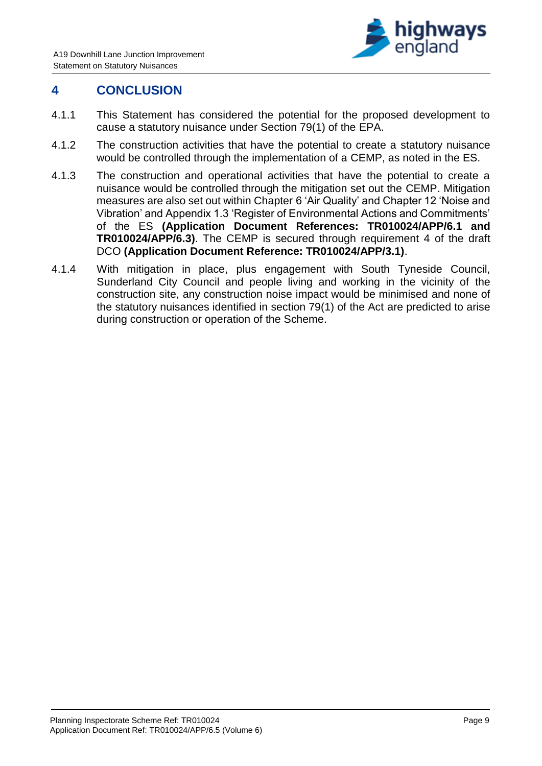# 4 CONCLUSION

4.1.1 This Statement has considered the potential for the proposed development to cause a statutory nuisance under Section 79(1) of the EPA.

4.1.2 The construction activities that have the potential to create a statutory nuisance would be controlled through the implementation of a CEMP, as noted in the ES.

4.1.3 The construction and operational activities that have the potential to create a nuisance would be controlled through the mitigation set out the CEMP. Mitigation measures are also set out within Chapter 6 'Air Quality' and Chapter 12 'Noise and Vibration' and Appendix 1.3 'Register of Environmental Actions and Commitments' of the ES **(Application Document References: TR010024/APP/6.1 and TR010024/APP/6.3)**. The CEMP is secured through requirement 4 of the draft DCO **(Application Document Reference: TR010024/APP/3.1)**.

4.1.4 With mitigation in place, plus engagement with South Tyneside Council, Sunderland City Council and people living and working in the vicinity of the construction site, any construction noise impact would be minimised and none of the statutory nuisances identified in section 79(1) of the Act are predicted to arise during construction or operation of the Scheme.